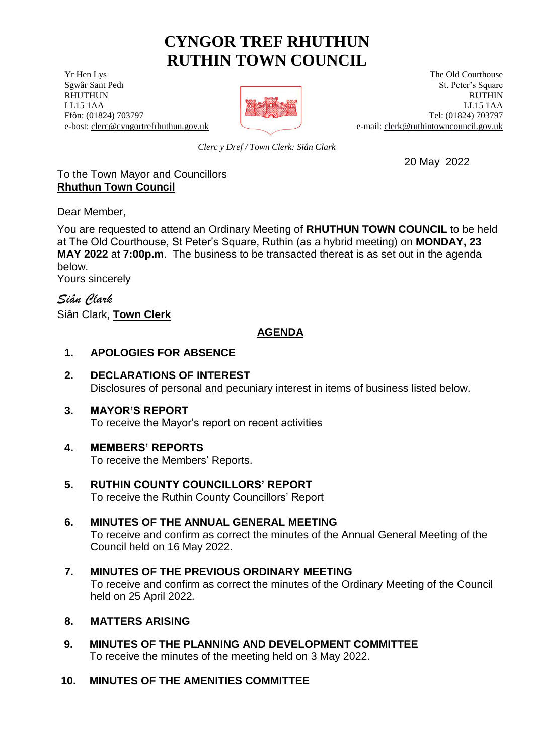# CYNGOR TREF RHUTHUN
# RUTHIN TOWN COUNCIL

Yr Hen Lys
Sgwâr Sant Pedr
RHUTHUN
LL15 1AA
Ffôn: (01824) 703797
e-bost: clerc@cyngortrefrhuthun.gov.uk

The Old Courthouse
St. Peter's Square
RUTHIN
LL15 1AA
Tel: (01824) 703797
e-mail: clerk@ruthintowncouncil.gov.uk

*Clerc y Dref / Town Clerk: Siân Clark*

20 May 2022

To the Town Mayor and Councillors
**Rhuthun Town Council**

Dear Member,

You are requested to attend an Ordinary Meeting of **RHUTHUN TOWN COUNCIL** to be held at The Old Courthouse, St Peter's Square, Ruthin (as a hybrid meeting) on **MONDAY, 23 MAY 2022** at **7:00p.m**. The business to be transacted thereat is as set out in the agenda below.
Yours sincerely

*Siân Clark*
Siân Clark, **Town Clerk**

## AGENDA

1. **APOLOGIES FOR ABSENCE**

2. **DECLARATIONS OF INTEREST**
   Disclosures of personal and pecuniary interest in items of business listed below.

3. **MAYOR'S REPORT**
   To receive the Mayor's report on recent activities

4. **MEMBERS' REPORTS**
   To receive the Members' Reports.

5. **RUTHIN COUNTY COUNCILLORS' REPORT**
   To receive the Ruthin County Councillors' Report

6. **MINUTES OF THE ANNUAL GENERAL MEETING**
   To receive and confirm as correct the minutes of the Annual General Meeting of the Council held on 16 May 2022.

7. **MINUTES OF THE PREVIOUS ORDINARY MEETING**
   To receive and confirm as correct the minutes of the Ordinary Meeting of the Council held on 25 April 2022.

8. **MATTERS ARISING**

9. **MINUTES OF THE PLANNING AND DEVELOPMENT COMMITTEE**
   To receive the minutes of the meeting held on 3 May 2022.

10. **MINUTES OF THE AMENITIES COMMITTEE**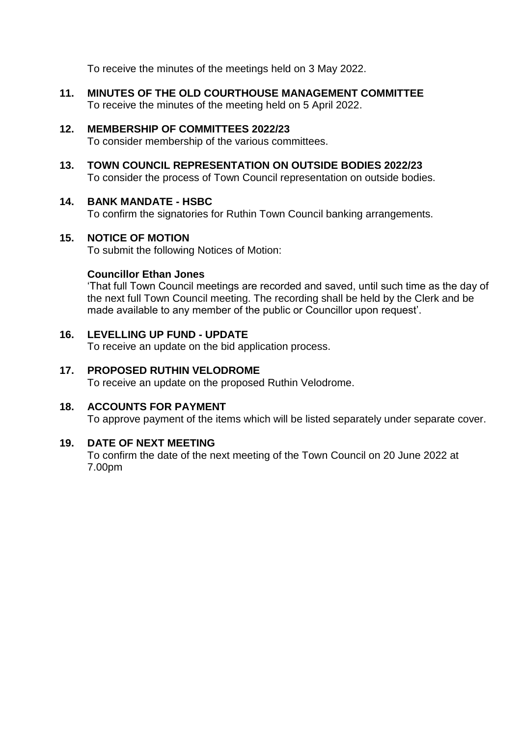To receive the minutes of the meetings held on 3 May 2022.

**11. MINUTES OF THE OLD COURTHOUSE MANAGEMENT COMMITTEE**
To receive the minutes of the meeting held on 5 April 2022.

**12. MEMBERSHIP OF COMMITTEES 2022/23**
To consider membership of the various committees.

**13. TOWN COUNCIL REPRESENTATION ON OUTSIDE BODIES 2022/23**
To consider the process of Town Council representation on outside bodies.

**14. BANK MANDATE - HSBC**
To confirm the signatories for Ruthin Town Council banking arrangements.

**15. NOTICE OF MOTION**
To submit the following Notices of Motion:

**Councillor Ethan Jones**
'That full Town Council meetings are recorded and saved, until such time as the day of the next full Town Council meeting. The recording shall be held by the Clerk and be made available to any member of the public or Councillor upon request'.

**16. LEVELLING UP FUND - UPDATE**
To receive an update on the bid application process.

**17. PROPOSED RUTHIN VELODROME**
To receive an update on the proposed Ruthin Velodrome.

**18. ACCOUNTS FOR PAYMENT**
To approve payment of the items which will be listed separately under separate cover.

**19. DATE OF NEXT MEETING**
To confirm the date of the next meeting of the Town Council on 20 June 2022 at 7.00pm